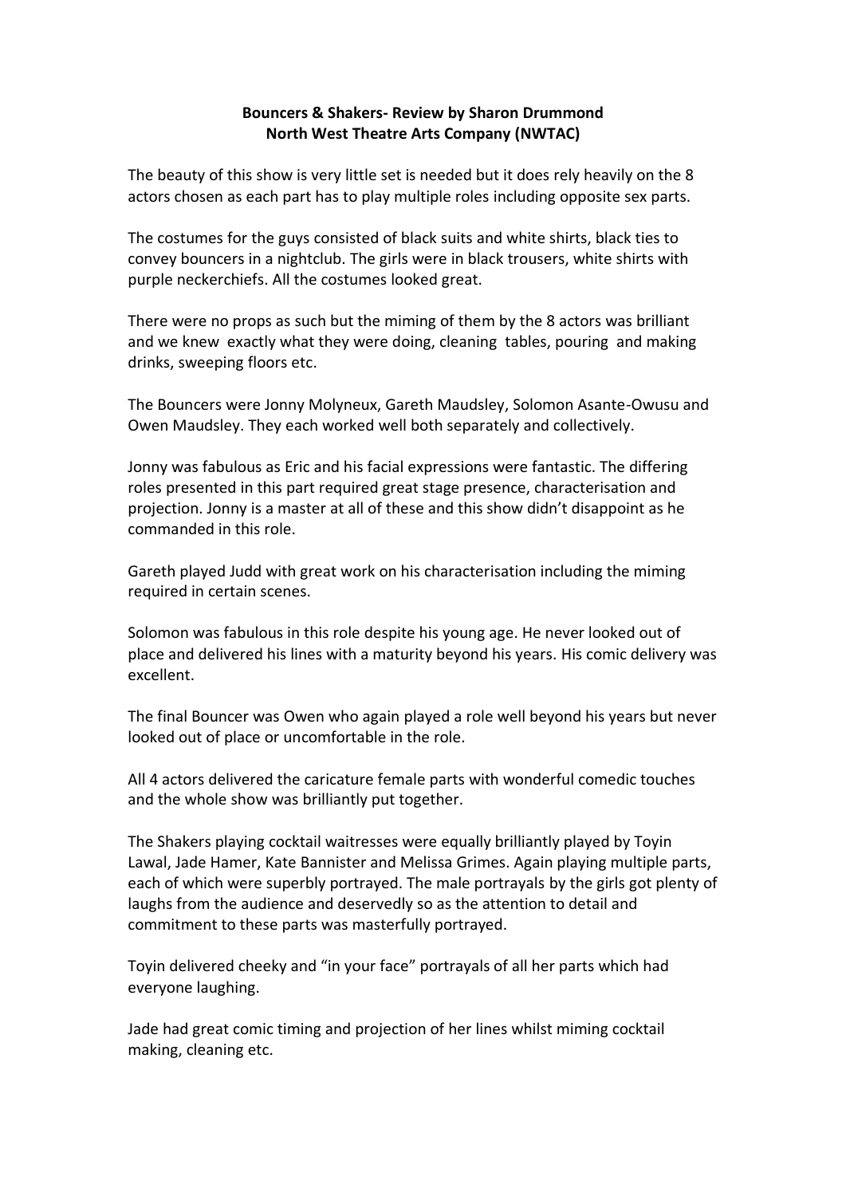**Bouncers & Shakers- Review by Sharon Drummond**
**North West Theatre Arts Company (NWTAC)**

The beauty of this show is very little set is needed but it does rely heavily on the 8 actors chosen as each part has to play multiple roles including opposite sex parts.

The costumes for the guys consisted of black suits and white shirts, black ties to convey bouncers in a nightclub. The girls were in black trousers, white shirts with purple neckerchiefs. All the costumes looked great.

There were no props as such but the miming of them by the 8 actors was brilliant and we knew exactly what they were doing, cleaning tables, pouring and making drinks, sweeping floors etc.

The Bouncers were Jonny Molyneux, Gareth Maudsley, Solomon Asante-Owusu and Owen Maudsley. They each worked well both separately and collectively.

Jonny was fabulous as Eric and his facial expressions were fantastic. The differing roles presented in this part required great stage presence, characterisation and projection. Jonny is a master at all of these and this show didn't disappoint as he commanded in this role.

Gareth played Judd with great work on his characterisation including the miming required in certain scenes.

Solomon was fabulous in this role despite his young age. He never looked out of place and delivered his lines with a maturity beyond his years. His comic delivery was excellent.

The final Bouncer was Owen who again played a role well beyond his years but never looked out of place or uncomfortable in the role.

All 4 actors delivered the caricature female parts with wonderful comedic touches and the whole show was brilliantly put together.

The Shakers playing cocktail waitresses were equally brilliantly played by Toyin Lawal, Jade Hamer, Kate Bannister and Melissa Grimes. Again playing multiple parts, each of which were superbly portrayed. The male portrayals by the girls got plenty of laughs from the audience and deservedly so as the attention to detail and commitment to these parts was masterfully portrayed.

Toyin delivered cheeky and "in your face" portrayals of all her parts which had everyone laughing.

Jade had great comic timing and projection of her lines whilst miming cocktail making, cleaning etc.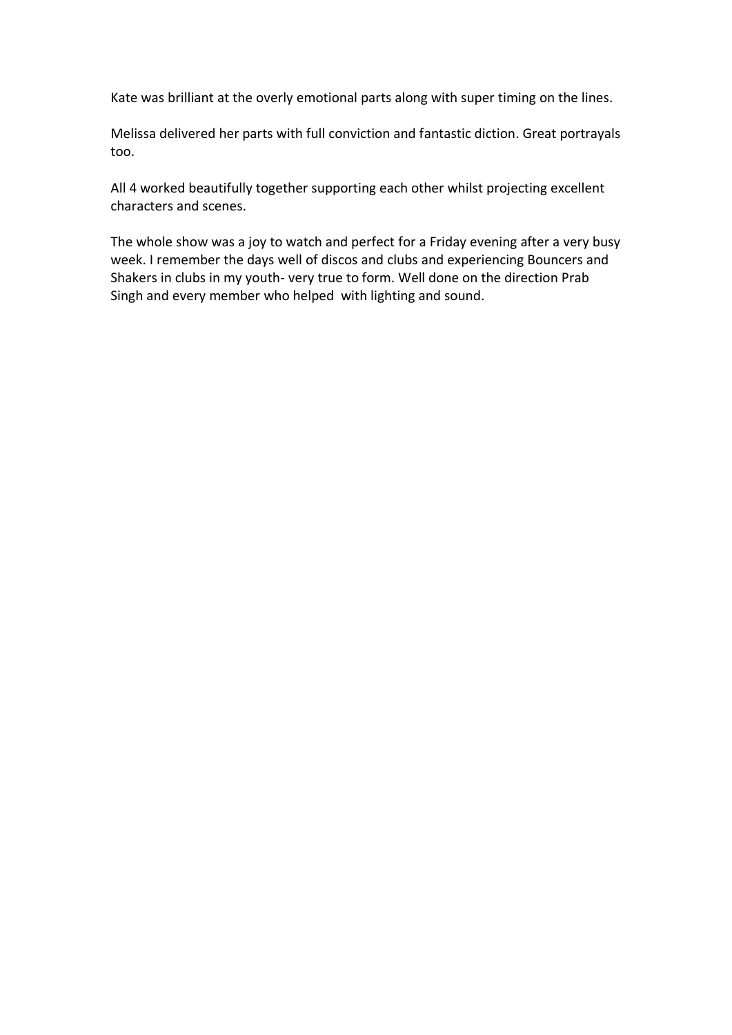Kate was brilliant at the overly emotional parts along with super timing on the lines.

Melissa delivered her parts with full conviction and fantastic diction. Great portrayals too.

All 4 worked beautifully together supporting each other whilst projecting excellent characters and scenes.

The whole show was a joy to watch and perfect for a Friday evening after a very busy week. I remember the days well of discos and clubs and experiencing Bouncers and Shakers in clubs in my youth- very true to form. Well done on the direction Prab Singh and every member who helped with lighting and sound.